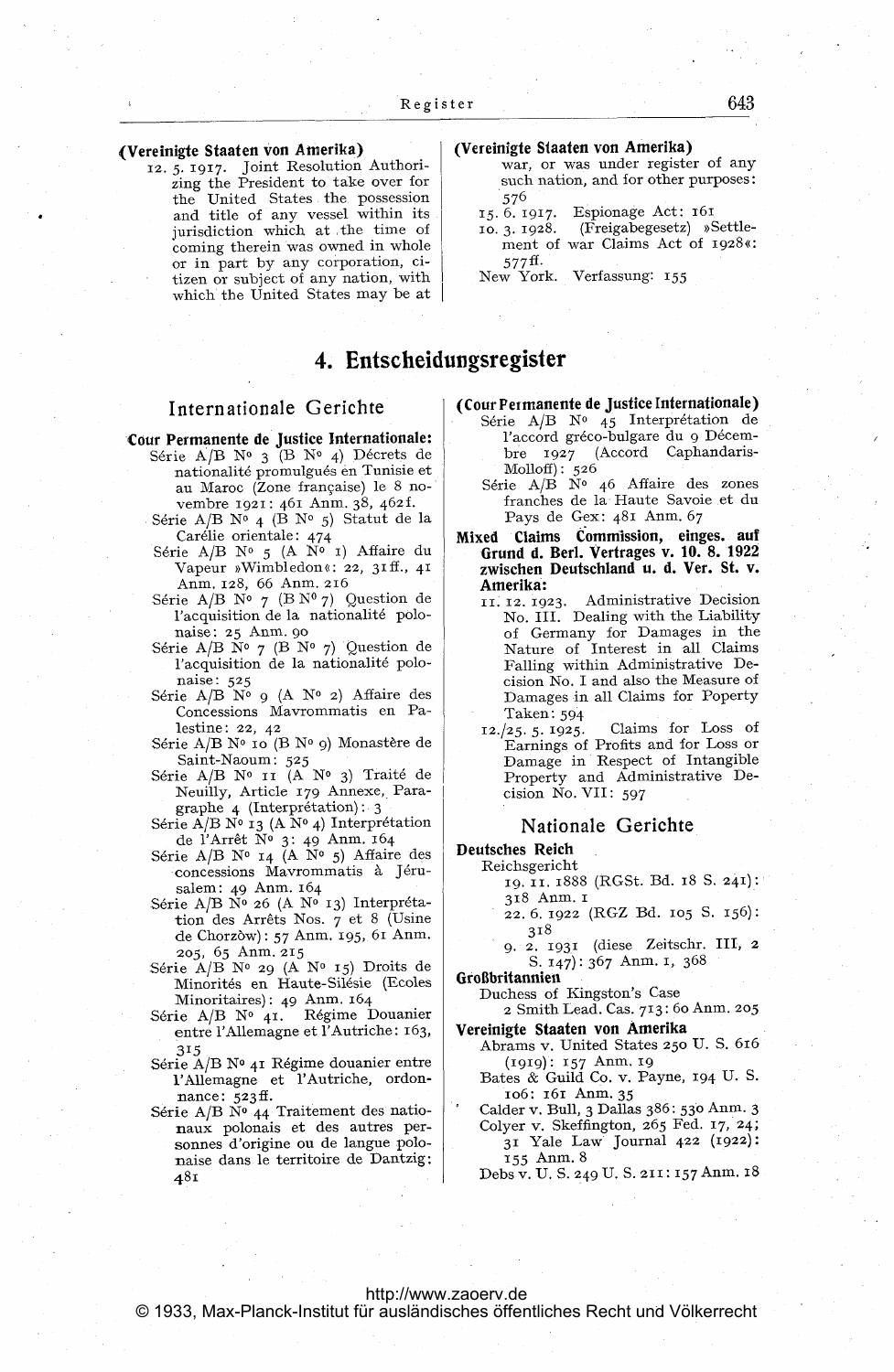**(Vereinigte Staaten von Amerika)**

12. 5. 1917. Joint Resolution Authorizing the President to take over for the United States the possession and title of any vessel within its jurisdiction which at the time of coming therein was owned in whole or in part by any corporation, citizen or subject of any nation, with which the United States may be at war, or was under register of any such nation, and for other purposes: 576

15. 6. 1917. Espionage Act: 161

10. 3. 1928. (Freigabegesetz) »Settlement of war Claims Act of 1928«: 577ff.

New York. Verfassung: 155

# 4. Entscheidungsregister

## Internationale Gerichte

**Cour Permanente de Justice Internationale:**

Série A/B N° 3 (B N° 4) Décrets de nationalité promulgués en Tunisie et au Maroc (Zone française) le 8 novembre 1921: 461 Anm. 38, 462f.

Série A/B N° 4 (B N° 5) Statut de la Carélie orientale: 474

Série A/B N° 5 (A N° 1) Affaire du Vapeur »Wimbledon«: 22, 31ff., 41 Anm. 128, 66 Anm. 216

Série A/B N° 7 (B N° 7) Question de l'acquisition de la nationalité polonaise: 25 Anm. 90

Série A/B N° 7 (B N° 7) Question de l'acquisition de la nationalité polonaise: 525

Série A/B N° 9 (A N° 2) Affaire des Concessions Mavrommatis en Palestine: 22, 42

Série A/B N° 10 (B N° 9) Monastère de Saint-Naoum: 525

Série A/B N° 11 (A N° 3) Traité de Neuilly, Article 179 Annexe, Paragraphe 4 (Interprétation): 3

Série A/B N° 13 (A N° 4) Interprétation de l'Arrêt N° 3: 49 Anm. 164

Série A/B N° 14 (A N° 5) Affaire des concessions Mavrommatis à Jérusalem: 49 Anm. 164

Série A/B N° 26 (A N° 13) Interprétation des Arrêts Nos. 7 et 8 (Usine de Chorzów): 57 Anm. 195, 61 Anm. 205, 65 Anm. 215

Série A/B N° 29 (A N° 15) Droits de Minorités en Haute-Silésie (Ecoles Minoritaires): 49 Anm. 164

Série A/B N° 41. Régime Douanier entre l'Allemagne et l'Autriche: 163, 315

Série A/B N° 41 Régime douanier entre l'Allemagne et l'Autriche, ordonnance: 523ff.

Série A/B N° 44 Traitement des nationaux polonais et des autres personnes d'origine ou de langue polonaise dans le territoire de Dantzig: 481

**(Cour Permanente de Justice Internationale)**

Série A/B N° 45 Interprétation de l'accord gréco-bulgare du 9 Décembre 1927 (Accord Caphandaris-Molloff): 526

Série A/B N° 46 Affaire des zones franches de la Haute Savoie et du Pays de Gex: 481 Anm. 67

**Mixed Claims Commission, einges. auf Grund d. Berl. Vertrages v. 10. 8. 1922 zwischen Deutschland u. d. Ver. St. v. Amerika:**

11. 12. 1923. Administrative Decision No. III. Dealing with the Liability of Germany for Damages in the Nature of Interest in all Claims Falling within Administrative Decision No. I and also the Measure of Damages in all Claims for Poperty Taken: 594

12./25. 5. 1925. Claims for Loss of Earnings of Profits and for Loss or Damage in Respect of Intangible Property and Administrative Decision No. VII: 597

## Nationale Gerichte

**Deutsches Reich**

Reichsgericht

19. 11. 1888 (RGSt. Bd. 18 S. 241): 318 Anm. 1

22. 6. 1922 (RGZ Bd. 105 S. 156): 318

9. 2. 1931 (diese Zeitschr. III, 2 S. 147): 367 Anm. 1, 368

**Großbritannien**

Duchess of Kingston's Case
2 Smith Lead. Cas. 713: 60 Anm. 205

**Vereinigte Staaten von Amerika**

Abrams v. United States 250 U. S. 616 (1919): 157 Anm. 19

Bates & Guild Co. v. Payne, 194 U. S. 106: 161 Anm. 35

Calder v. Bull, 3 Dallas 386: 530 Anm. 3

Colyer v. Skeffington, 265 Fed. 17, 24; 31 Yale Law Journal 422 (1922): 155 Anm. 8

Debs v. U. S. 249 U. S. 211: 157 Anm. 18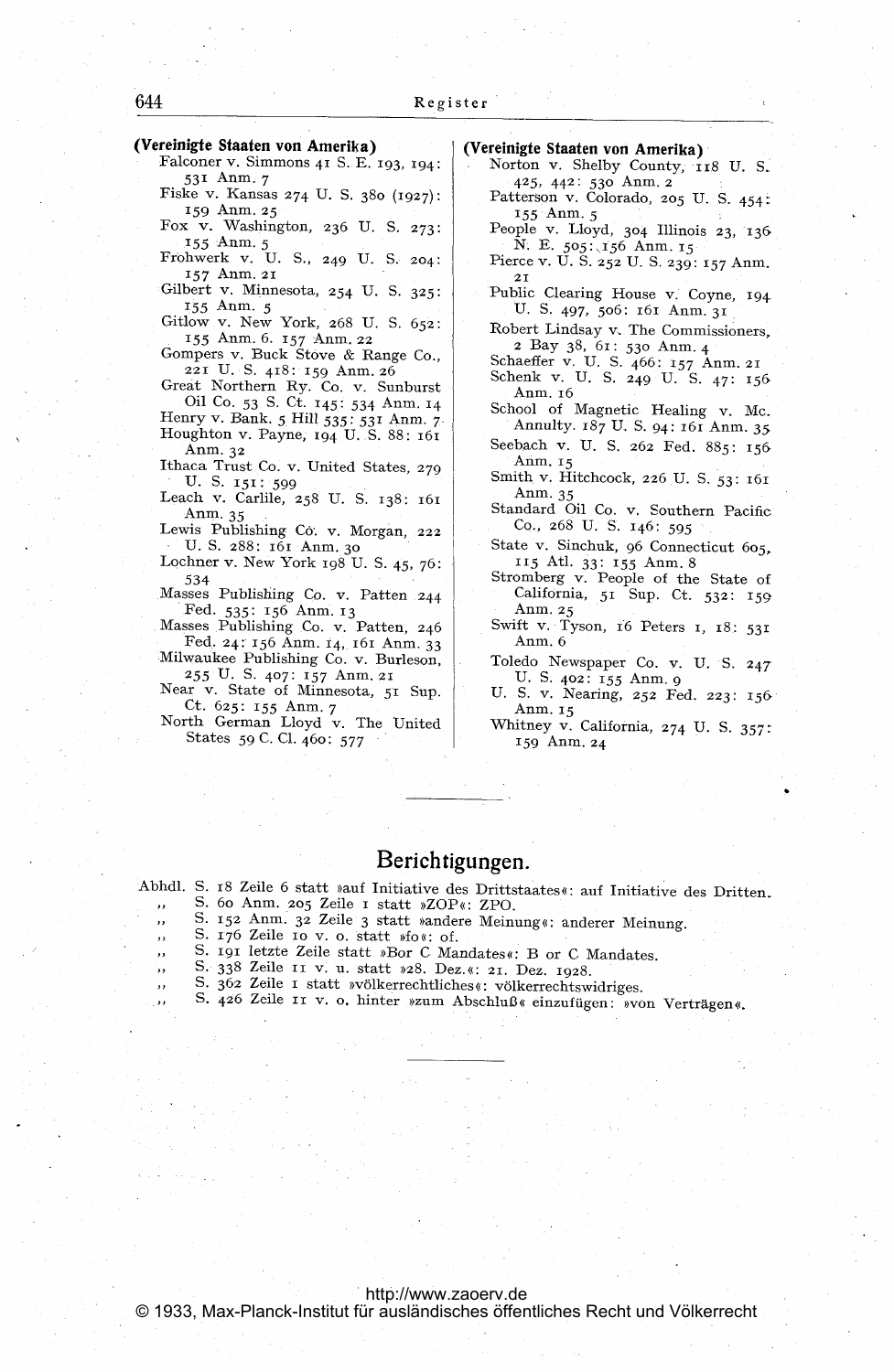**(Vereinigte Staaten von Amerika)**

Falconer v. Simmons 41 S. E. 193, 194: 531 Anm. 7
Fiske v. Kansas 274 U. S. 380 (1927): 159 Anm. 25
Fox v. Washington, 236 U. S. 273: 155 Anm. 5
Frohwerk v. U. S., 249 U. S. 204: 157 Anm. 21
Gilbert v. Minnesota, 254 U. S. 325: 155 Anm. 5
Gitlow v. New York, 268 U. S. 652: 155 Anm. 6. 157 Anm. 22
Gompers v. Buck Stove & Range Co., 221 U. S. 418: 159 Anm. 26
Great Northern Ry. Co. v. Sunburst Oil Co. 53 S. Ct. 145: 534 Anm. 14
Henry v. Bank. 5 Hill 535: 531 Anm. 7
Houghton v. Payne, 194 U. S. 88: 161 Anm. 32
Ithaca Trust Co. v. United States, 279 U. S. 151: 599
Leach v. Carlile, 258 U. S. 138: 161 Anm. 35
Lewis Publishing Co. v. Morgan, 222 U. S. 288: 161 Anm. 30
Lochner v. New York 198 U. S. 45, 76: 534
Masses Publishing Co. v. Patten 244 Fed. 535: 156 Anm. 13
Masses Publishing Co. v. Patten, 246 Fed. 24: 156 Anm. 14, 161 Anm. 33
Milwaukee Publishing Co. v. Burleson, 255 U. S. 407: 157 Anm. 21
Near v. State of Minnesota, 51 Sup. Ct. 625: 155 Anm. 7
North German Lloyd v. The United States 59 C. Cl. 460: 577

**(Vereinigte Staaten von Amerika)**

Norton v. Shelby County, 118 U. S. 425, 442: 530 Anm. 2
Patterson v. Colorado, 205 U. S. 454: 155 Anm. 5
People v. Lloyd, 304 Illinois 23, 136 N. E. 505: 156 Anm. 15
Pierce v. U. S. 252 U. S. 239: 157 Anm. 21
Public Clearing House v. Coyne, 194 U. S. 497, 506: 161 Anm. 31
Robert Lindsay v. The Commissioners, 2 Bay 38, 61: 530 Anm. 4
Schaeffer v. U. S. 466: 157 Anm. 21
Schenk v. U. S. 249 U. S. 47: 156 Anm. 16
School of Magnetic Healing v. Mc. Annulty. 187 U. S. 94: 161 Anm. 35
Seebach v. U. S. 262 Fed. 885: 156 Anm. 15
Smith v. Hitchcock, 226 U. S. 53: 161 Anm. 35
Standard Oil Co. v. Southern Pacific Co., 268 U. S. 146: 595
State v. Sinchuk, 96 Connecticut 605, 115 Atl. 33: 155 Anm. 8
Stromberg v. People of the State of California, 51 Sup. Ct. 532: 159 Anm. 25
Swift v. Tyson, 16 Peters 1, 18: 531 Anm. 6
Toledo Newspaper Co. v. U. S. 247 U. S. 402: 155 Anm. 9
U. S. v. Nearing, 252 Fed. 223: 156 Anm. 15
Whitney v. California, 274 U. S. 357: 159 Anm. 24

---

## Berichtigungen.

Abhdl. S. 18 Zeile 6 statt »auf Initiative des Drittstaates«: auf Initiative des Dritten.
,, S. 60 Anm. 205 Zeile 1 statt »ZOP«: ZPO.
,, S. 152 Anm. 32 Zeile 3 statt »andere Meinung«: anderer Meinung.
,, S. 176 Zeile 10 v. o. statt »fo«: of.
,, S. 191 letzte Zeile statt »Bor C Mandates«: B or C Mandates.
,, S. 338 Zeile 11 v. u. statt »28. Dez.«: 21. Dez. 1928.
,, S. 362 Zeile 1 statt »völkerrechtliches«: völkerrechtswidriges.
,, S. 426 Zeile 11 v. o. hinter »zum Abschluß« einzufügen: »von Verträgen«.

---

http://www.zaoerv.de
© 1933, Max-Planck-Institut für ausländisches öffentliches Recht und Völkerrecht